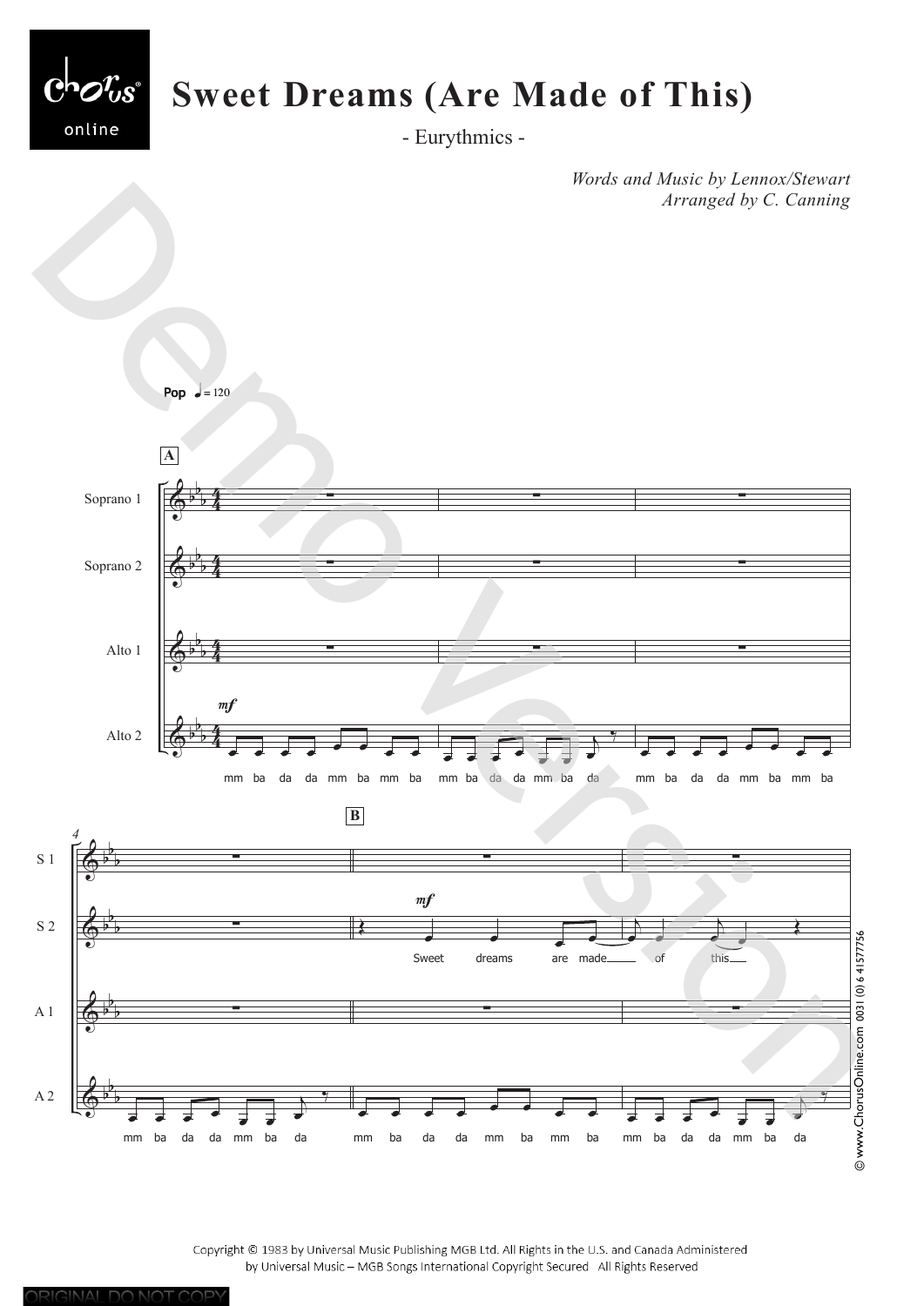# Sweet Dreams (Are Made of This)

- Eurythmics -

*Words and Music by Lennox/Stewart*
*Arranged by C. Canning*

Pop ♩= 120

**A**

Soprano 1

Soprano 2

Alto 1

Alto 2 *mf*

mm ba da da mm ba mm ba mm ba da da mm ba da mm ba da da mm ba mm ba

**B**

S 1

S 2 *mf*

Sweet dreams are made of this

A 1

A 2

mm ba da da mm ba da mm ba da da mm ba mm ba mm ba da da mm ba da

Copyright © 1983 by Universal Music Publishing MGB Ltd. All Rights in the U.S. and Canada Administered by Universal Music – MGB Songs International Copyright Secured All Rights Reserved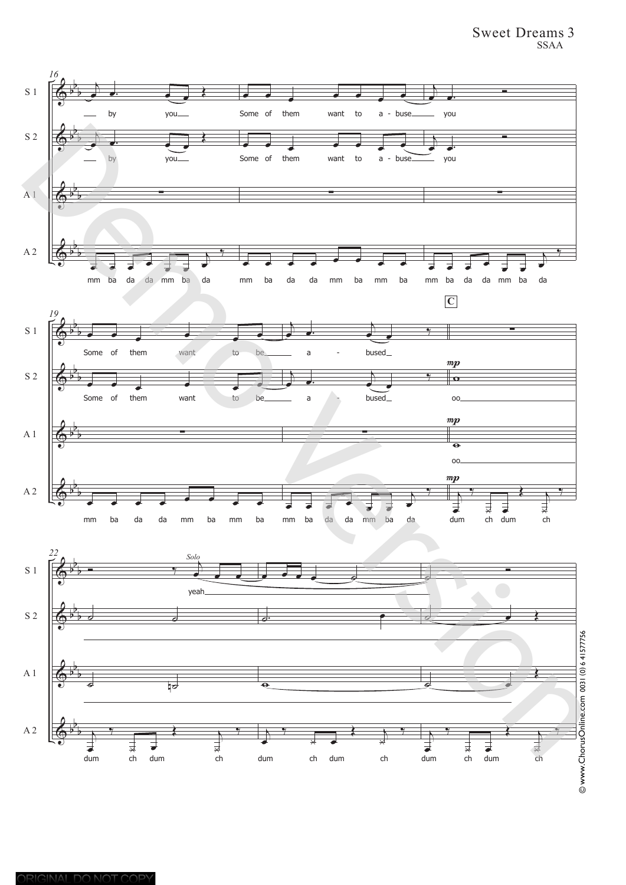Sweet Dreams 3
SSAA

S 1: ___ by you___ Some of them want to a - buse___ you

S 2: ___ by you___ Some of them want to a - buse___ you

A 2: mm ba da da mm ba da mm ba da da mm ba mm ba mm ba da da mm ba da

S 1: Some of them want to be___ a - bused___

S 2: Some of them want to be___ a - bused___ oo___

A 1: oo___

A 2: mm ba da da mm ba mm ba mm ba da da mm ba da dum ch dum ch

C

*mp*

*Solo*

S 1: yeah___

A 2: dum ch dum ch dum ch dum ch dum ch dum ch

© www.ChorusOnline.com 0031 (0) 6 41577756

ORIGINAL DO NOT COPY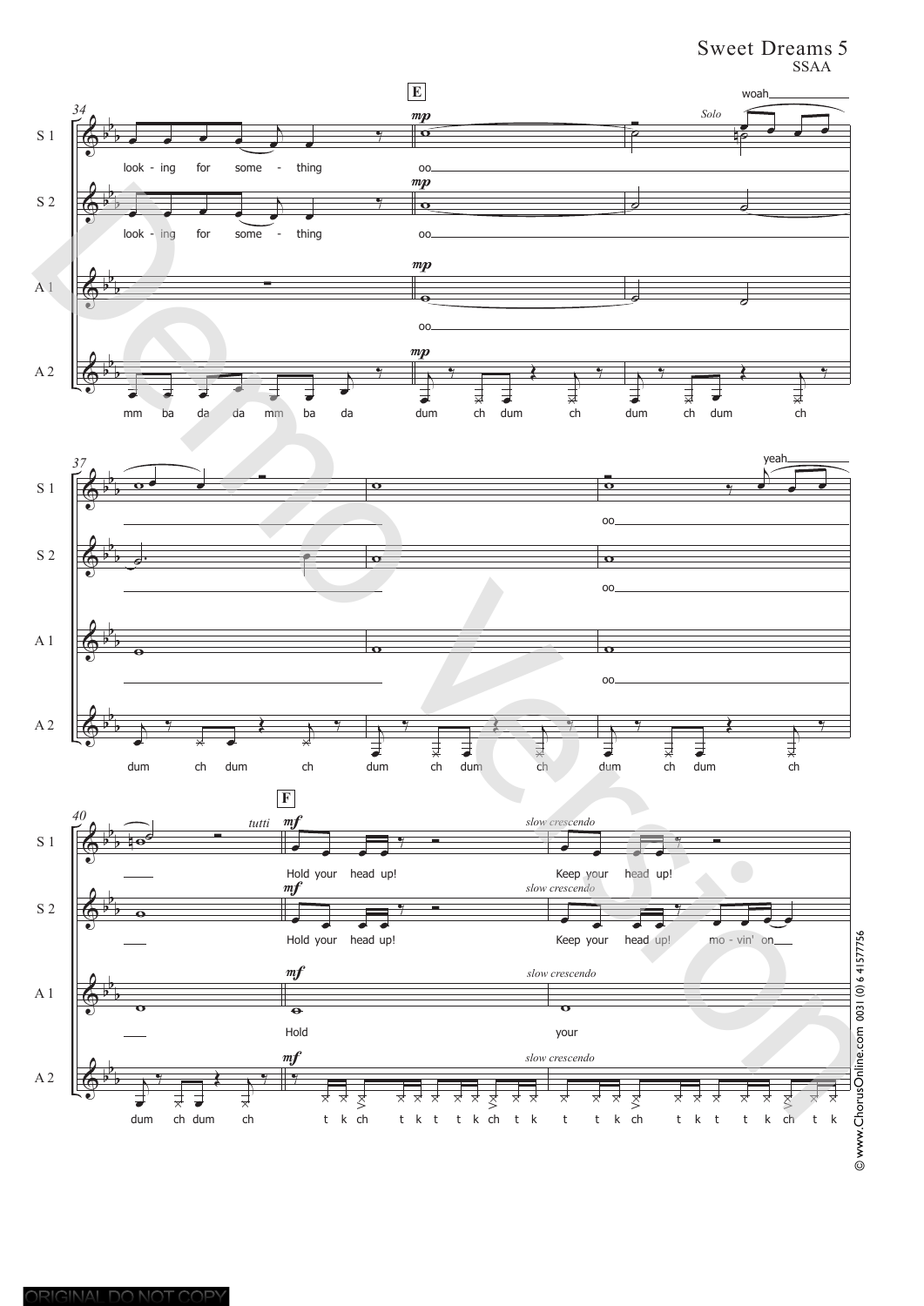Sweet Dreams 5
SSAA

© www.ChorusOnline.com 0031 (0) 6 41577756

ORIGINAL DO NOT COPY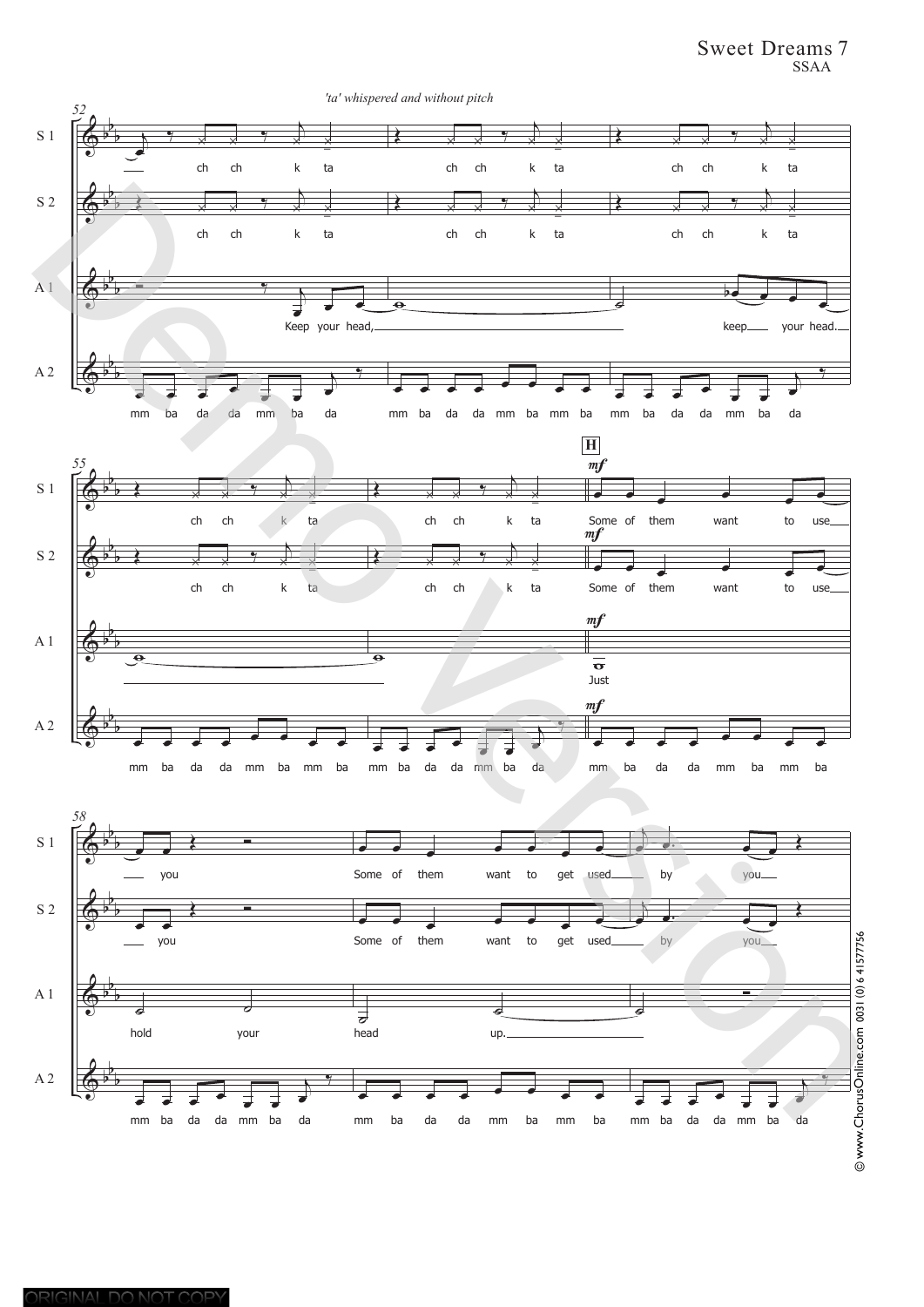Sweet Dreams 7
SSAA

*'ta' whispered and without pitch*

52

S 1: ch ch k ta ch ch k ta ch ch k ta

S 2: ch ch k ta ch ch k ta ch ch k ta

A 1: Keep your head, keep your head.

A 2: mm ba da da mm ba da mm ba da da mm ba mm ba mm ba da da mm ba da

55

S 1: ch ch k ta ch ch k ta **H** *mf* Some of them want to use

S 2: ch ch k ta ch ch k ta *mf* Some of them want to use

A 1: *mf* Just

A 2: mm ba da da mm ba mm ba mm ba da da mm ba da *mf* mm ba da da mm ba mm ba

58

S 1: you Some of them want to get used by you

S 2: you Some of them want to get used by you

A 1: hold your head up.

A 2: mm ba da da mm ba da mm ba da da mm ba mm ba mm ba da da mm ba da

© www.ChorusOnline.com 0031 (0) 6 41577756

ORIGINAL DO NOT COPY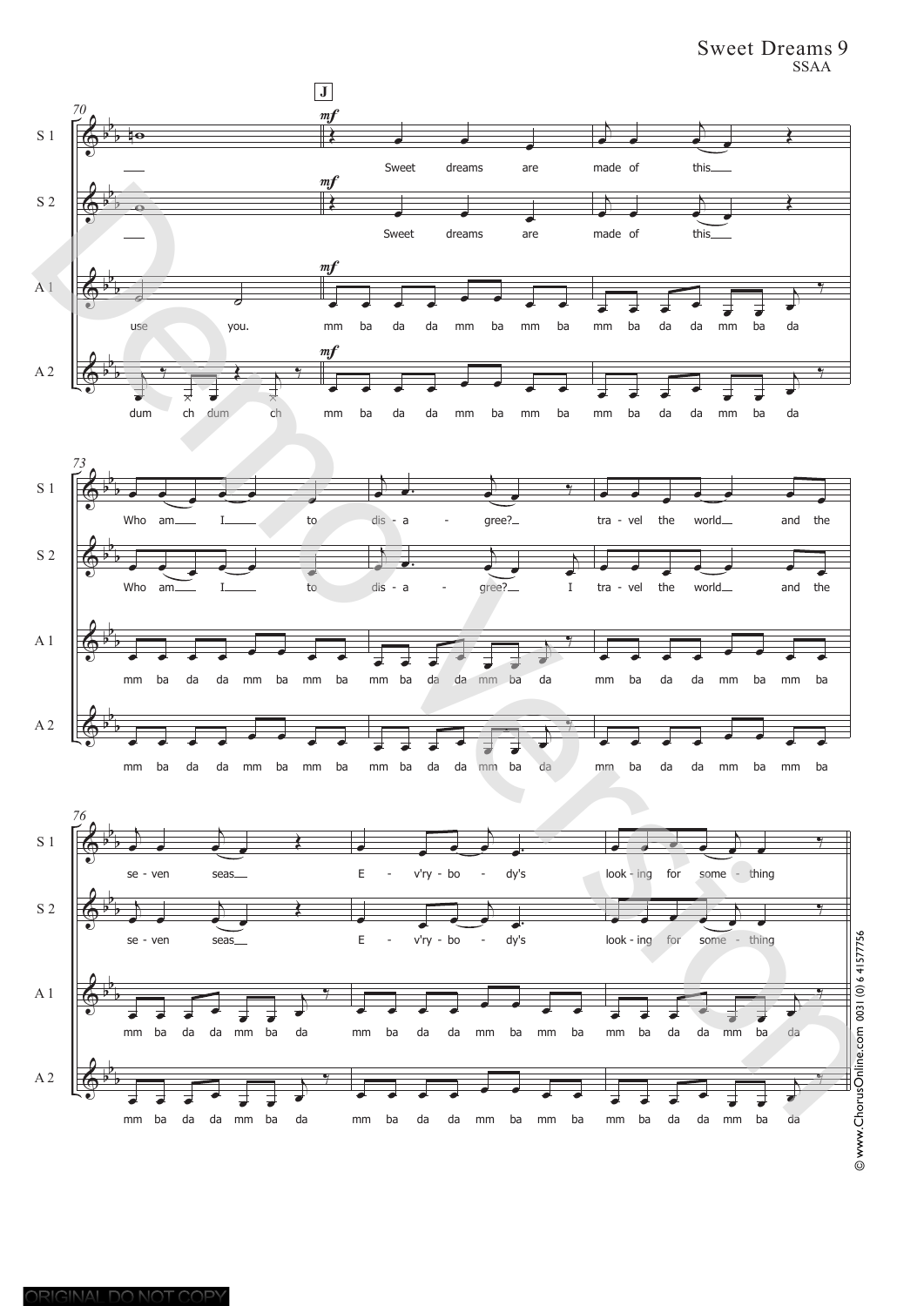Sweet Dreams 9
SSAA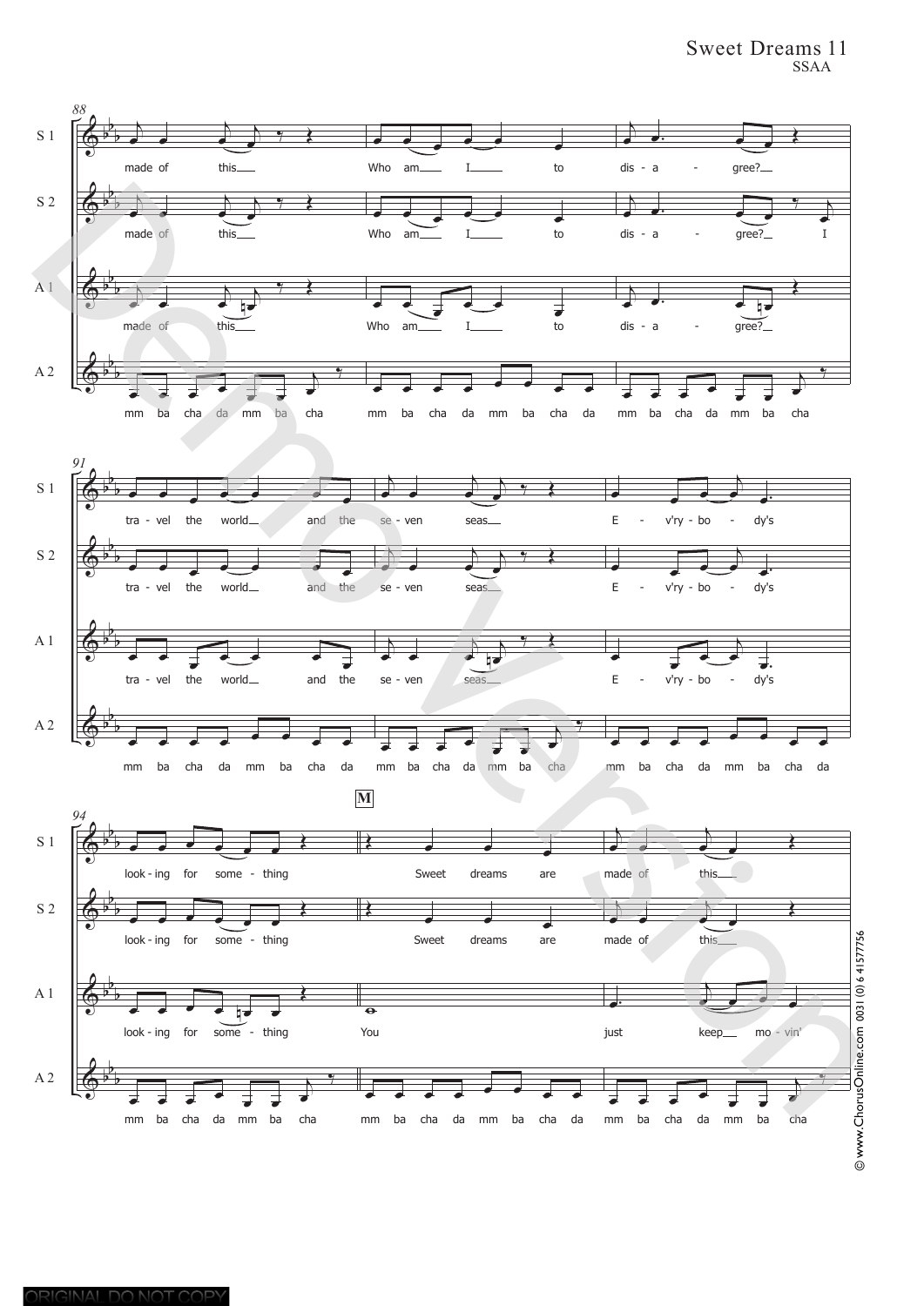Sweet Dreams 11
SSAA

**88**

S 1: made of this___ Who am___ I___ to dis - a - gree?___

S 2: made of this___ Who am___ I___ to dis - a - gree?___ I

A 1: made of this___ Who am___ I___ to dis - a - gree?___

A 2: mm ba cha da mm ba cha mm ba cha da mm ba cha da mm ba cha da mm ba cha

**91**

S 1: tra - vel the world___ and the se - ven seas___ E - v'ry - bo - dy's

S 2: tra - vel the world___ and the se - ven seas___ E - v'ry - bo - dy's

A 1: tra - vel the world___ and the se - ven seas___ E - v'ry - bo - dy's

A 2: mm ba cha da mm ba cha da mm ba cha da mm ba cha mm ba cha da mm ba cha da

**94** **M**

S 1: look - ing for some - thing Sweet dreams are made of this___

S 2: look - ing for some - thing Sweet dreams are made of this___

A 1: look - ing for some - thing You just keep___ mo - vin'

A 2: mm ba cha da mm ba cha mm ba cha da mm ba cha da mm ba cha da mm ba cha

© www.ChorusOnline.com 0031 (0) 6 41577756

ORIGINAL DO NOT COPY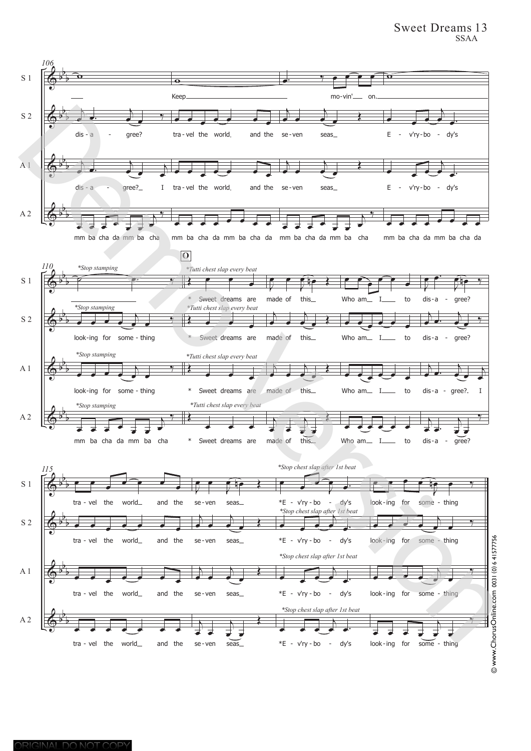SSAA

106

S 1: Keep mo-vin' on.

S 2: dis - a - gree? tra - vel the world and the se - ven seas E - v'ry - bo - dy's

A 1: dis - a - gree? I tra - vel the world and the se - ven seas E - v'ry - bo - dy's

A 2: mm ba cha da mm ba cha mm ba cha da mm ba cha da mm ba cha da mm ba cha mm ba cha da mm ba cha da

110

O

S 1: *Stop stamping *Tutti chest slap every beat * Sweet dreams are made of this Who am I to dis - a - gree?

S 2: *Stop stamping looking for some - thing *Tutti chest slap every beat * Sweet dreams are made of this Who am I to dis - a - gree?

A 1: *Stop stamping looking for some - thing *Tutti chest slap every beat * Sweet dreams are made of this Who am I to dis - a - gree? I

A 2: *Stop stamping mm ba cha da mm ba cha *Tutti chest slap every beat * Sweet dreams are made of this Who am I to dis - a - gree?

115

S 1: tra - vel the world and the se - ven seas *Stop chest slap after 1st beat *E - v'ry - bo - dy's look - ing for some - thing

S 2: tra - vel the world and the se - ven seas *Stop chest slap after 1st beat *E - v'ry - bo - dy's look - ing for some - thing

A 1: tra - vel the world and the se - ven seas *Stop chest slap after 1st beat *E - v'ry - bo - dy's look - ing for some - thing

A 2: tra - vel the world and the se - ven seas *Stop chest slap after 1st beat *E - v'ry - bo - dy's look - ing for some - thing

© www.ChorusOnline.com 0031 (0) 6 41577756

ORIGINAL DO NOT COPY